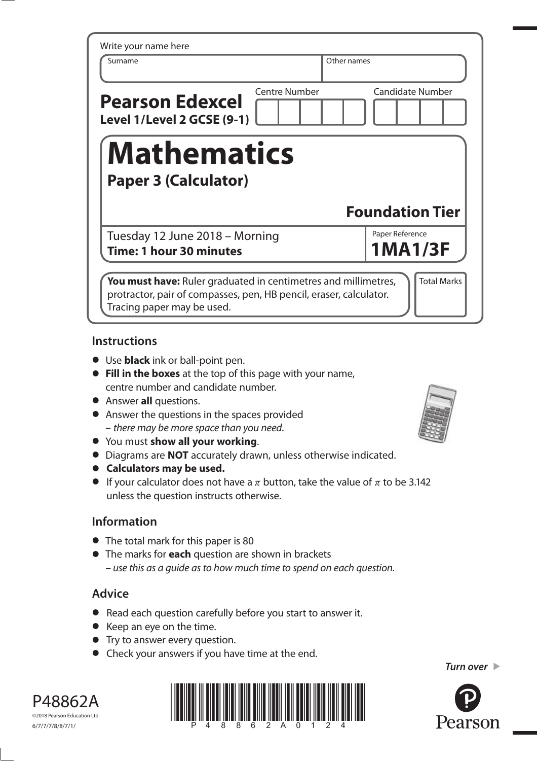Write your name here

| Surname | Other names |
|---|---|
| | |

**Pearson Edexcel**
**Level 1/Level 2 GCSE (9-1)**

| Centre Number | Candidate Number |
|---|---|
| | |

# Mathematics

## Paper 3 (Calculator)

### Foundation Tier

Tuesday 12 June 2018 – Morning
**Time: 1 hour 30 minutes**

Paper Reference
**1MA1/3F**

**You must have:** Ruler graduated in centimetres and millimetres, protractor, pair of compasses, pen, HB pencil, eraser, calculator. Tracing paper may be used.

Total Marks

## Instructions

- Use **black** ink or ball-point pen.
- **Fill in the boxes** at the top of this page with your name, centre number and candidate number.
- Answer **all** questions.
- Answer the questions in the spaces provided – *there may be more space than you need.*
- You must **show all your working**.
- Diagrams are **NOT** accurately drawn, unless otherwise indicated.
- **Calculators may be used.**
- If your calculator does not have a $\pi$ button, take the value of $\pi$ to be 3.142 unless the question instructs otherwise.

## Information

- The total mark for this paper is 80
- The marks for **each** question are shown in brackets – *use this as a guide as to how much time to spend on each question.*

## Advice

- Read each question carefully before you start to answer it.
- Keep an eye on the time.
- Try to answer every question.
- Check your answers if you have time at the end.

*Turn over*

P48862A

©2018 Pearson Education Ltd.

6/7/7/7/8/8/7/1/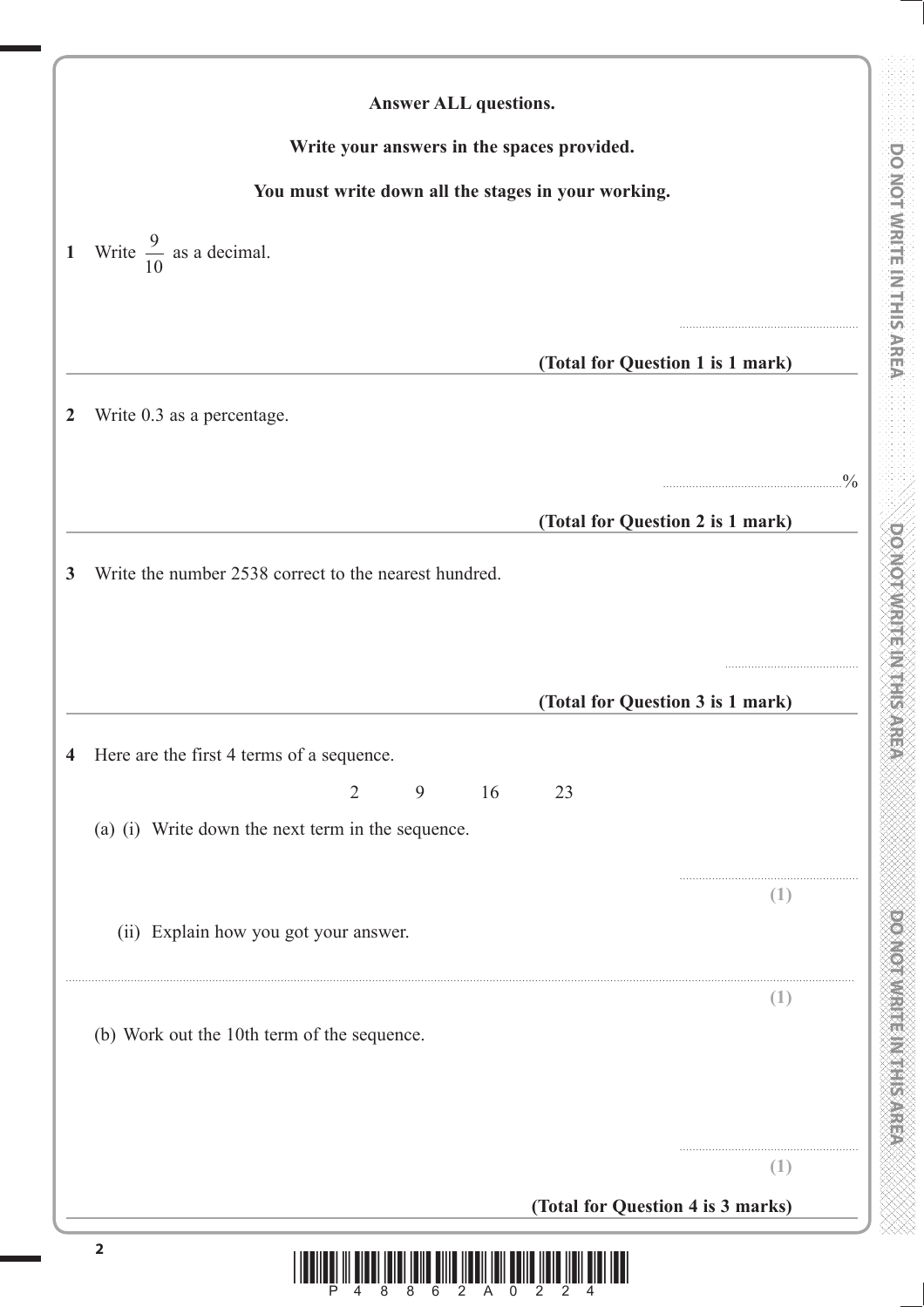**Answer ALL questions.**

**Write your answers in the spaces provided.**

**You must write down all the stages in your working.**

**1** Write $\frac{9}{10}$ as a decimal.

..............................

**(Total for Question 1 is 1 mark)**

---

**2** Write 0.3 as a percentage.

..............................%

**(Total for Question 2 is 1 mark)**

---

**3** Write the number 2538 correct to the nearest hundred.

..............................

**(Total for Question 3 is 1 mark)**

---

**4** Here are the first 4 terms of a sequence.

2 9 16 23

(a) (i) Write down the next term in the sequence.

..............................

**(1)**

(ii) Explain how you got your answer.

....................................................................................................................................................

**(1)**

(b) Work out the 10th term of the sequence.

..............................

**(1)**

**(Total for Question 4 is 3 marks)**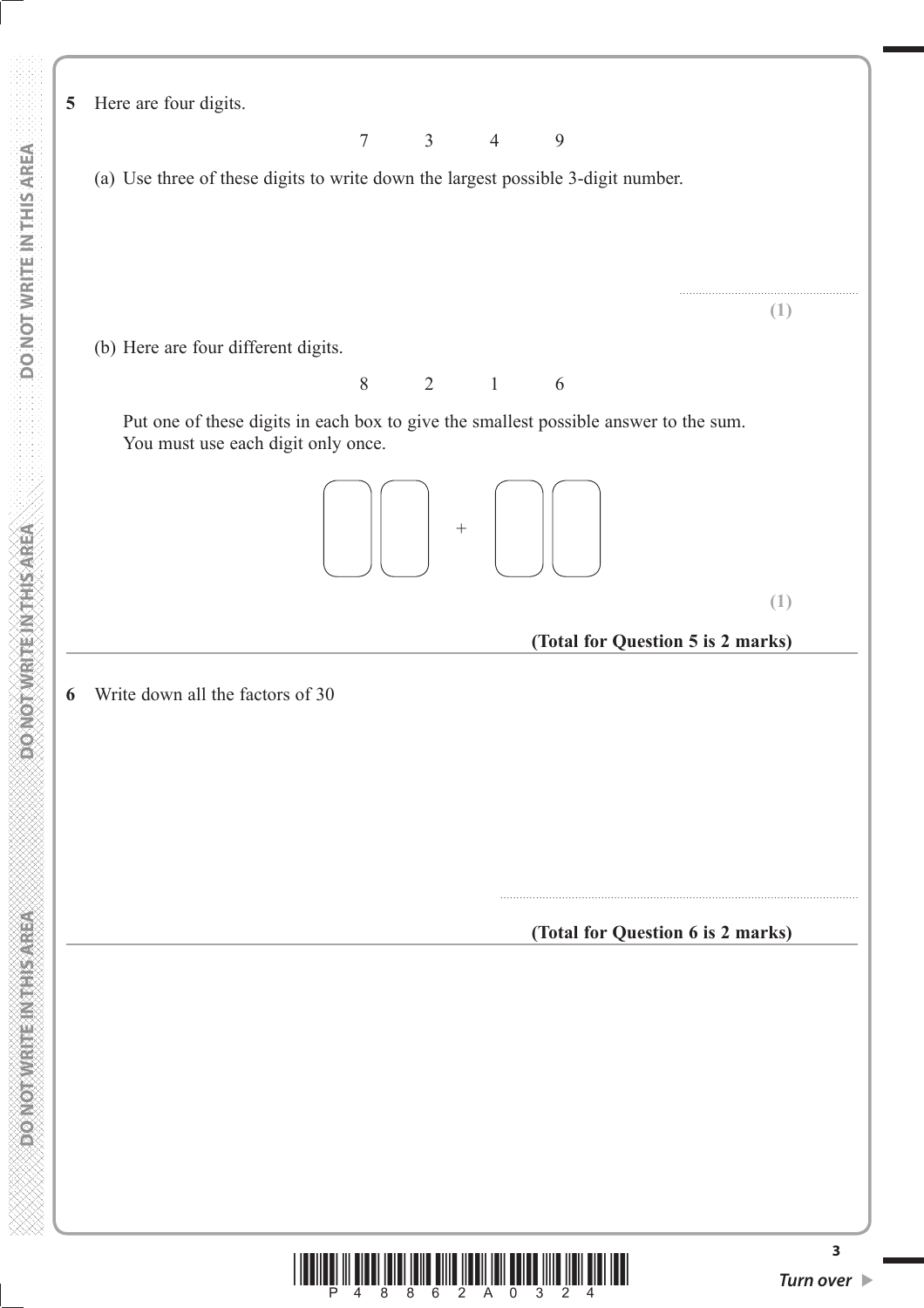**5** Here are four digits.

7 3 4 9

(a) Use three of these digits to write down the largest possible 3-digit number.

.......................................................
**(1)**

(b) Here are four different digits.

8 2 1 6

Put one of these digits in each box to give the smallest possible answer to the sum.
You must use each digit only once.

☐☐ + ☐☐

**(1)**

**(Total for Question 5 is 2 marks)**

---

**6** Write down all the factors of 30

.......................................................

**(Total for Question 6 is 2 marks)**

---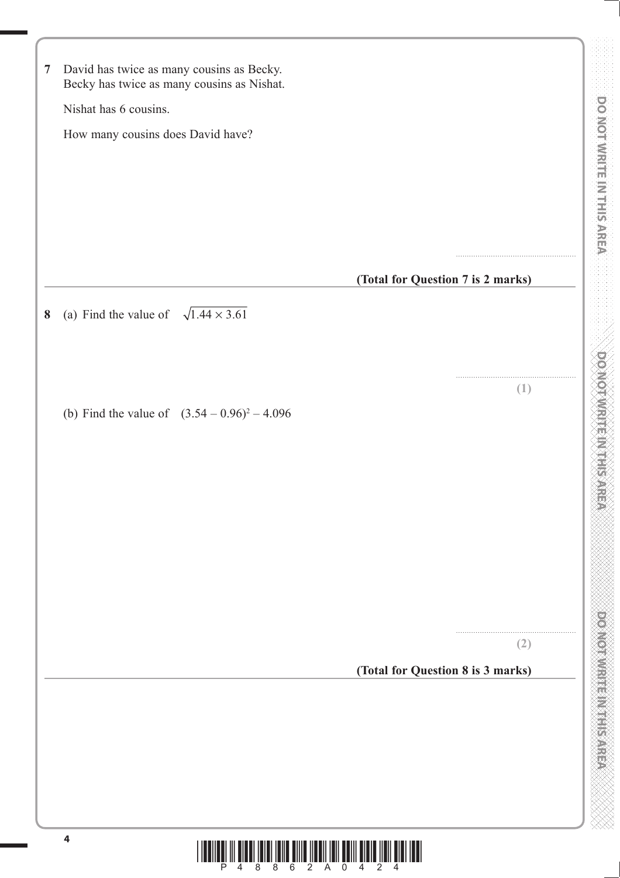**7** David has twice as many cousins as Becky.
Becky has twice as many cousins as Nishat.

Nishat has 6 cousins.

How many cousins does David have?

.......................................................

**(Total for Question 7 is 2 marks)**

---

**8** (a) Find the value of $\sqrt{1.44 \times 3.61}$

.......................................................

**(1)**

(b) Find the value of $(3.54 - 0.96)^2 - 4.096$

.......................................................

**(2)**

**(Total for Question 8 is 3 marks)**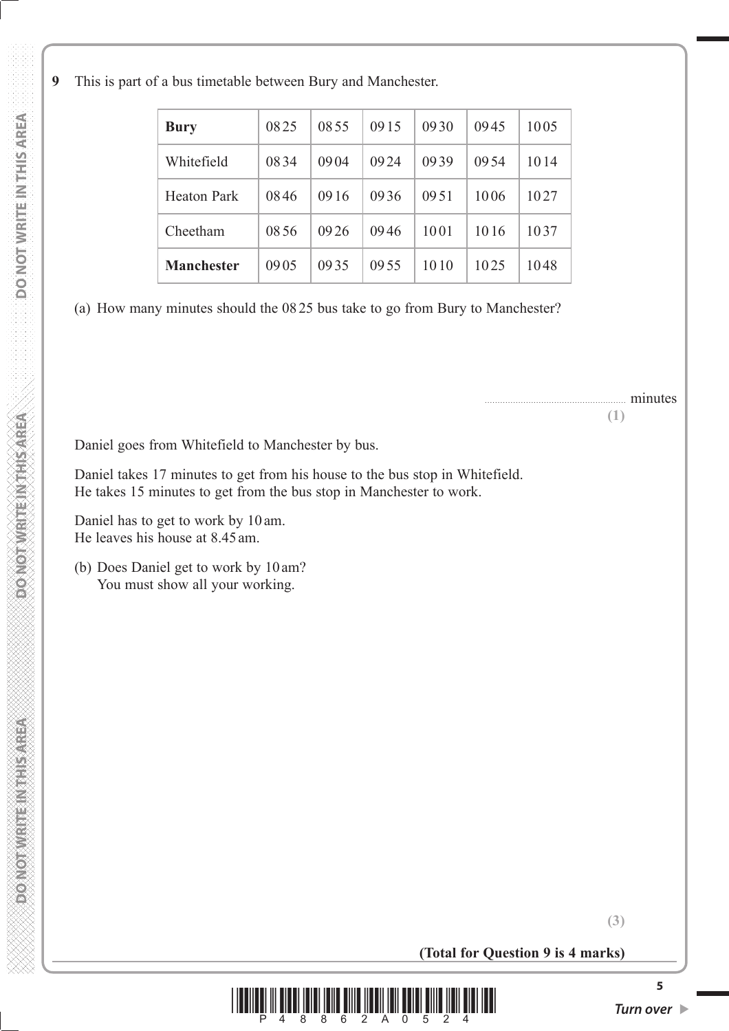**9** This is part of a bus timetable between Bury and Manchester.

| **Bury** | 08 25 | 08 55 | 09 15 | 09 30 | 09 45 | 10 05 |
|---|---|---|---|---|---|---|
| Whitefield | 08 34 | 09 04 | 09 24 | 09 39 | 09 54 | 10 14 |
| Heaton Park | 08 46 | 09 16 | 09 36 | 09 51 | 10 06 | 10 27 |
| Cheetham | 08 56 | 09 26 | 09 46 | 10 01 | 10 16 | 10 37 |
| **Manchester** | 09 05 | 09 35 | 09 55 | 10 10 | 10 25 | 10 48 |

(a) How many minutes should the 08 25 bus take to go from Bury to Manchester?

.......................................................... minutes

**(1)**

Daniel goes from Whitefield to Manchester by bus.

Daniel takes 17 minutes to get from his house to the bus stop in Whitefield.
He takes 15 minutes to get from the bus stop in Manchester to work.

Daniel has to get to work by 10 am.
He leaves his house at 8.45 am.

(b) Does Daniel get to work by 10 am?
You must show all your working.

**(3)**

**(Total for Question 9 is 4 marks)**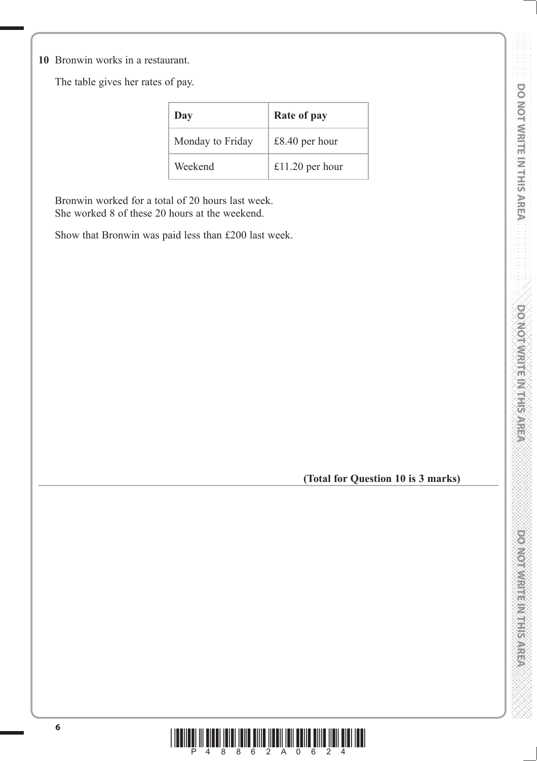**10** Bronwin works in a restaurant.

The table gives her rates of pay.

| **Day** | **Rate of pay** |
|---|---|
| Monday to Friday | £8.40 per hour |
| Weekend | £11.20 per hour |

Bronwin worked for a total of 20 hours last week.
She worked 8 of these 20 hours at the weekend.

Show that Bronwin was paid less than £200 last week.

**(Total for Question 10 is 3 marks)**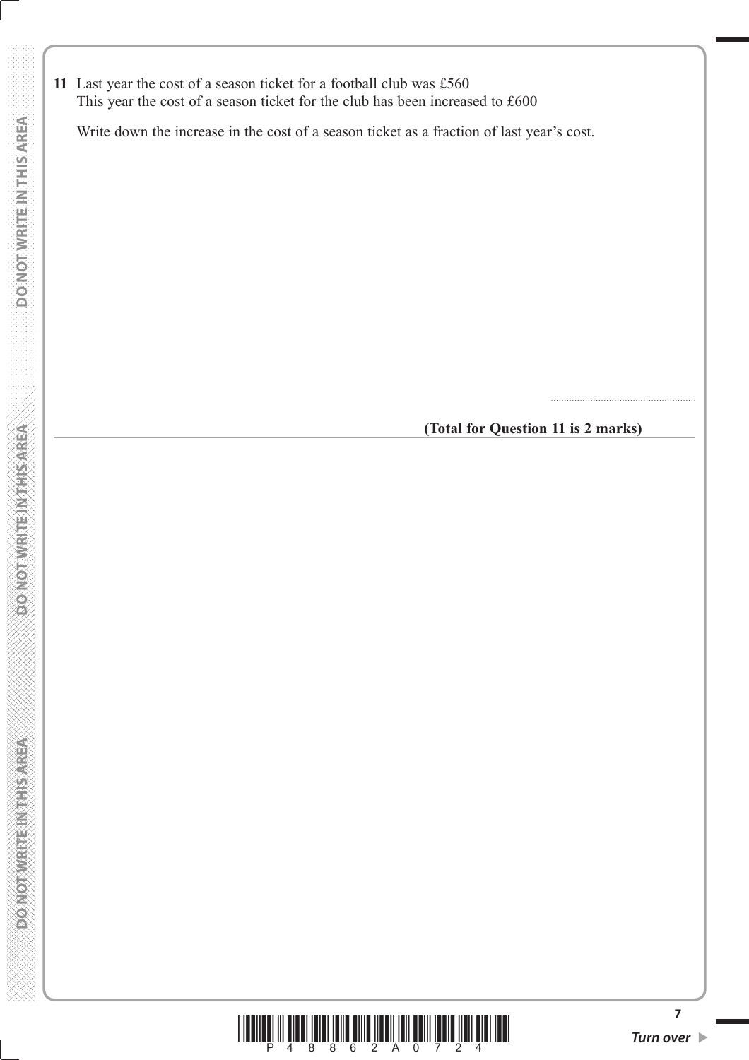**11** Last year the cost of a season ticket for a football club was £560
This year the cost of a season ticket for the club has been increased to £600

Write down the increase in the cost of a season ticket as a fraction of last year's cost.

.......................................................

**(Total for Question 11 is 2 marks)**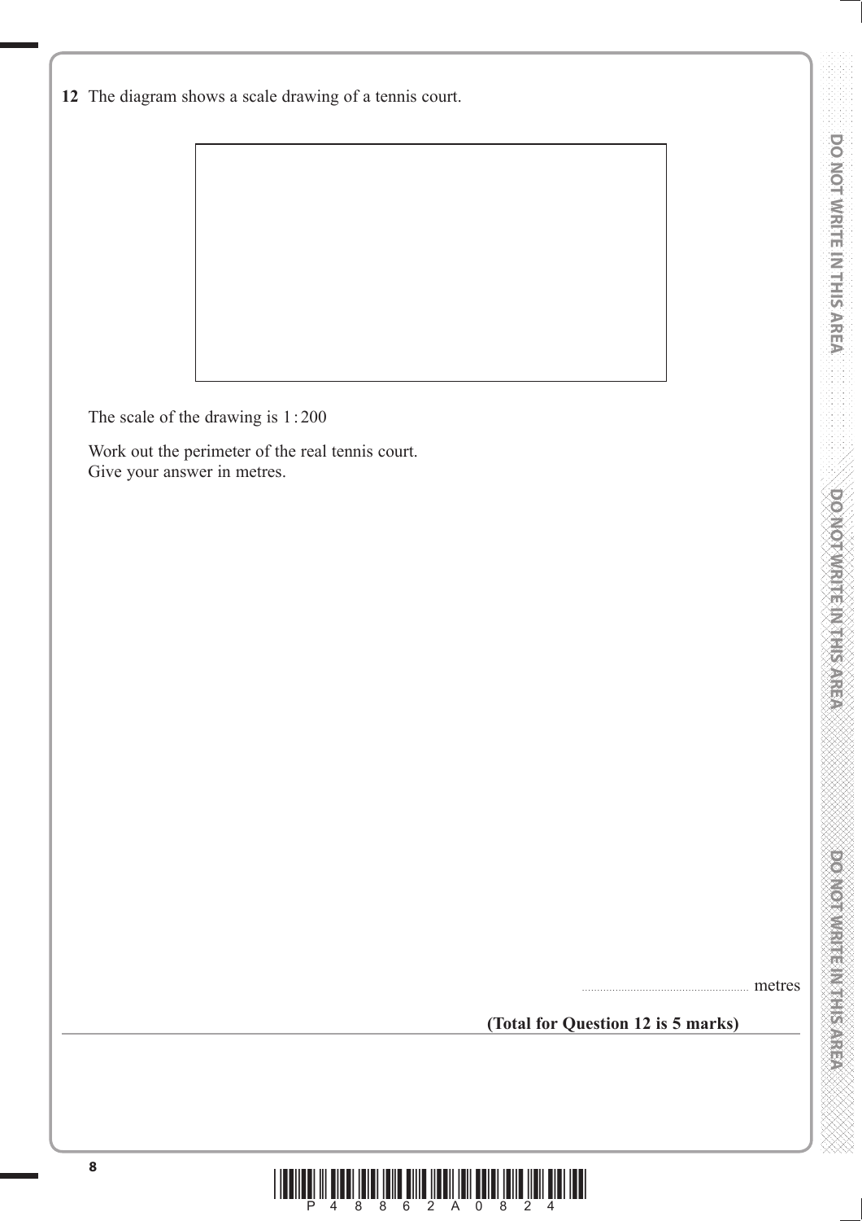**12** The diagram shows a scale drawing of a tennis court.

The scale of the drawing is 1 : 200

Work out the perimeter of the real tennis court.
Give your answer in metres.

.......................................................... metres

**(Total for Question 12 is 5 marks)**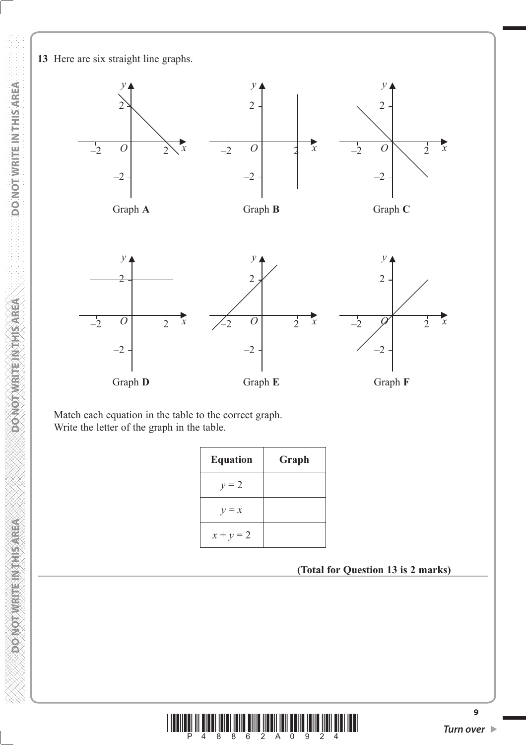**13** Here are six straight line graphs.

Graph **A**

Graph **B**

Graph **C**

Graph **D**

Graph **E**

Graph **F**

Match each equation in the table to the correct graph.
Write the letter of the graph in the table.

| Equation | Graph |
|---|---|
| $y = 2$ | |
| $y = x$ | |
| $x + y = 2$ | |

**(Total for Question 13 is 2 marks)**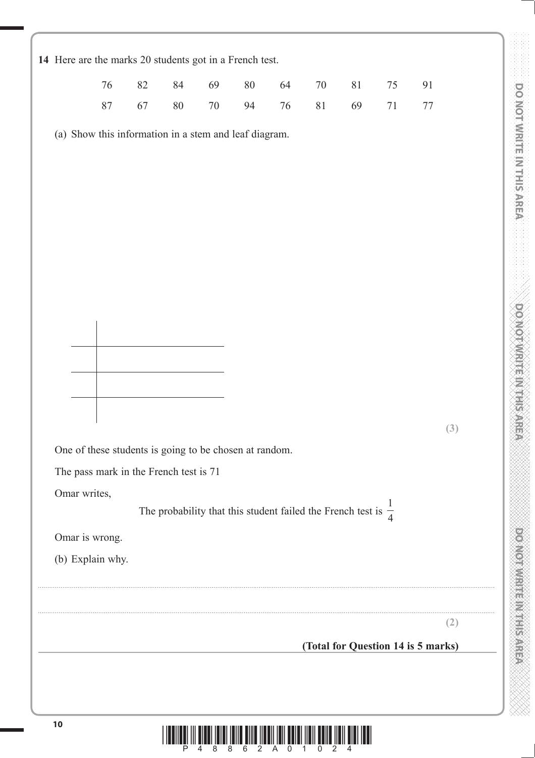**14** Here are the marks 20 students got in a French test.

| 76 | 82 | 84 | 69 | 80 | 64 | 70 | 81 | 75 | 91 |
|---|---|---|---|---|---|---|---|---|---|
| 87 | 67 | 80 | 70 | 94 | 76 | 81 | 69 | 71 | 77 |

(a) Show this information in a stem and leaf diagram.

| | |
|---|---|
| | |
| | |
| | |

**(3)**

One of these students is going to be chosen at random.

The pass mark in the French test is 71

Omar writes,

The probability that this student failed the French test is $\frac{1}{4}$

Omar is wrong.

(b) Explain why.

..............................................................................................................................................

..............................................................................................................................................

**(2)**

**(Total for Question 14 is 5 marks)**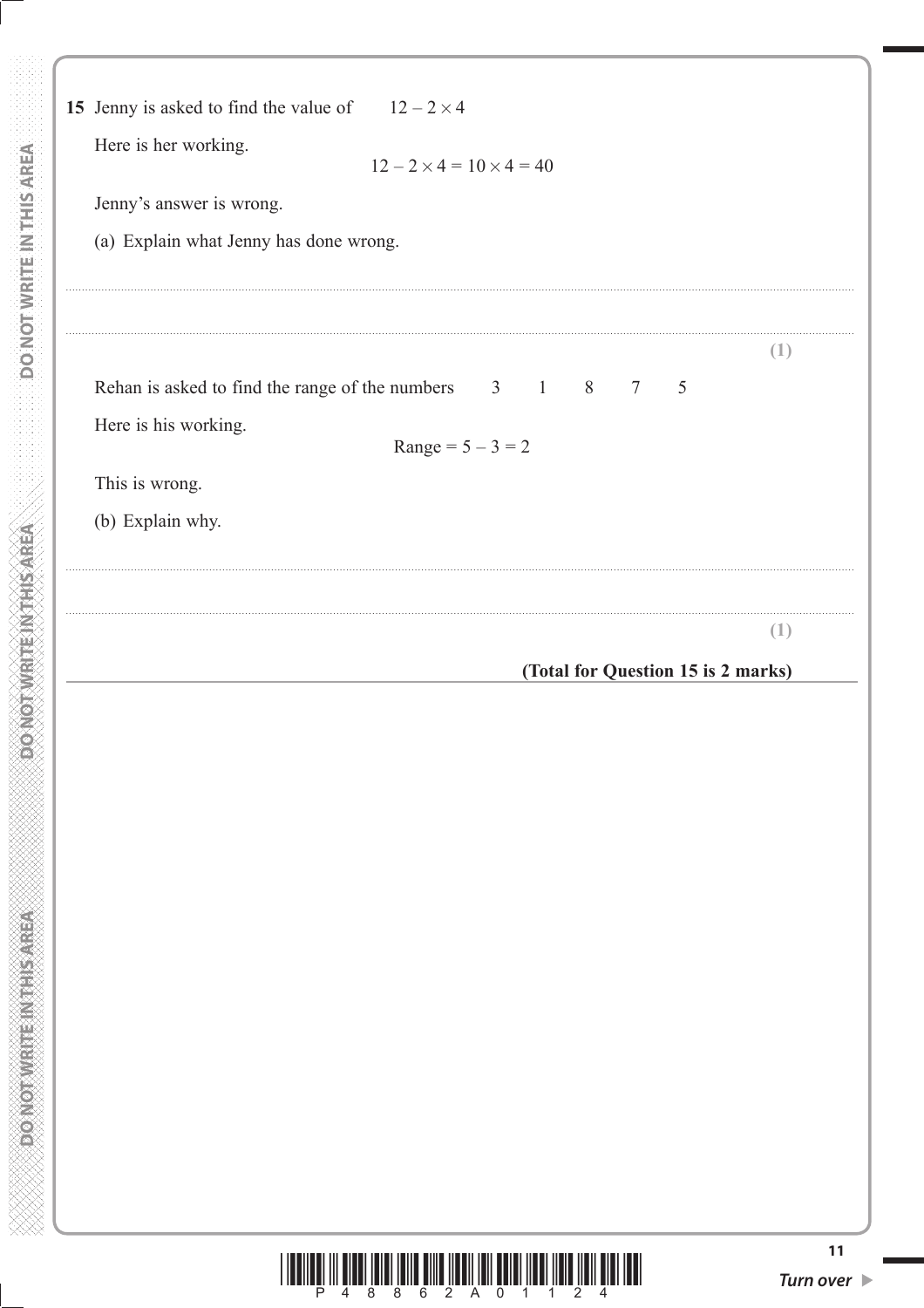**15** Jenny is asked to find the value of $12 - 2 \times 4$

Here is her working.

$$12 - 2 \times 4 = 10 \times 4 = 40$$

Jenny's answer is wrong.

(a) Explain what Jenny has done wrong.

......................................................................................................................................................

......................................................................................................................................................

**(1)**

Rehan is asked to find the range of the numbers 3 1 8 7 5

Here is his working.

$$\text{Range} = 5 - 3 = 2$$

This is wrong.

(b) Explain why.

......................................................................................................................................................

......................................................................................................................................................

**(1)**

**(Total for Question 15 is 2 marks)**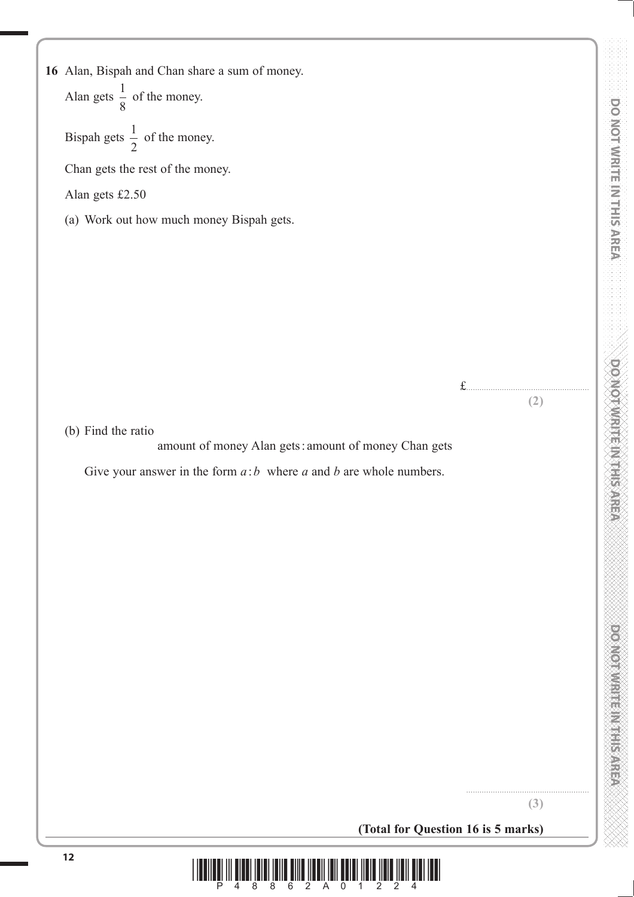**16** Alan, Bispah and Chan share a sum of money.

Alan gets $\frac{1}{8}$ of the money.

Bispah gets $\frac{1}{2}$ of the money.

Chan gets the rest of the money.

Alan gets £2.50

(a) Work out how much money Bispah gets.

£.......................................................

**(2)**

(b) Find the ratio

amount of money Alan gets : amount of money Chan gets

Give your answer in the form $a : b$ where $a$ and $b$ are whole numbers.

.......................................................

**(3)**

**(Total for Question 16 is 5 marks)**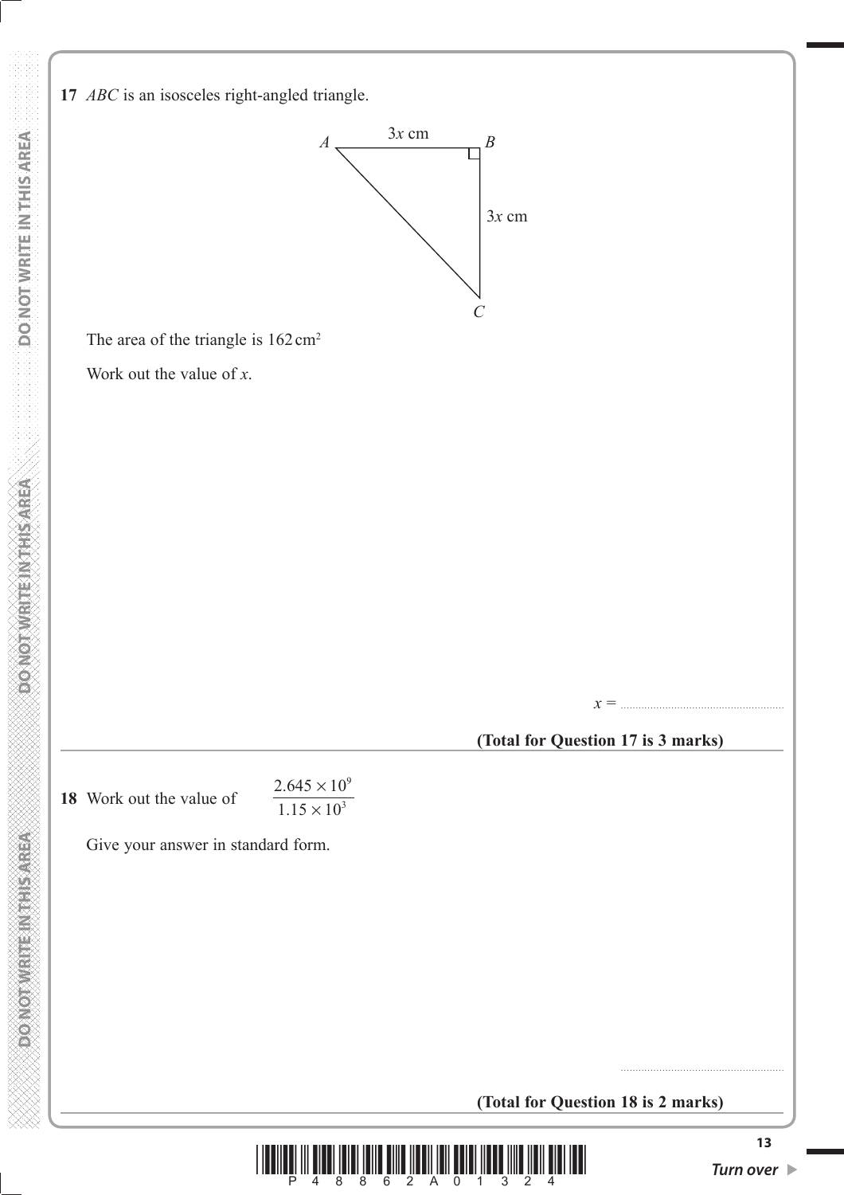**17** *ABC* is an isosceles right-angled triangle.

A ——— $3x$ cm ——— B

$3x$ cm

C

The area of the triangle is $162\,\text{cm}^2$

Work out the value of $x$.

$x =$ ..........................................

**(Total for Question 17 is 3 marks)**

---

**18** Work out the value of $\dfrac{2.645 \times 10^9}{1.15 \times 10^3}$

Give your answer in standard form.

..........................................

**(Total for Question 18 is 2 marks)**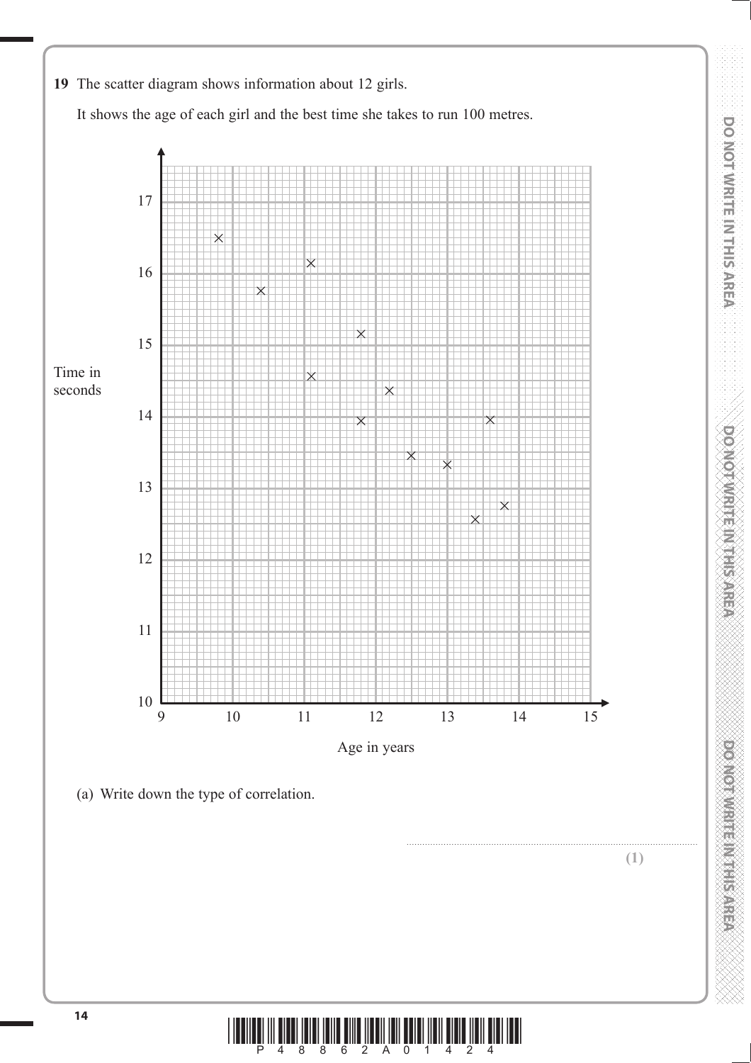**19** The scatter diagram shows information about 12 girls.

It shows the age of each girl and the best time she takes to run 100 metres.

(a) Write down the type of correlation.

..............................................................................................................

**(1)**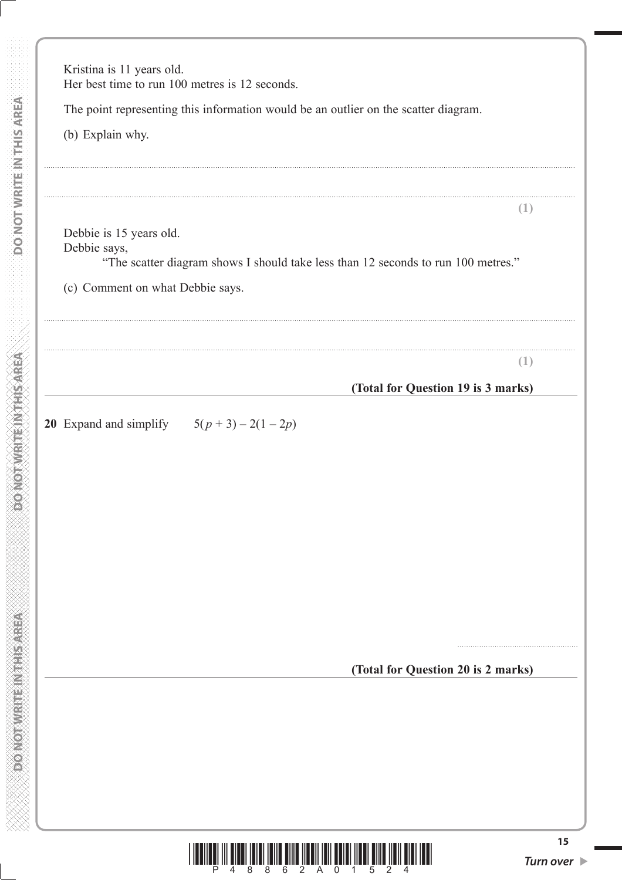Kristina is 11 years old.
Her best time to run 100 metres is 12 seconds.

The point representing this information would be an outlier on the scatter diagram.

(b) Explain why.

.......................................................................................................................................................................................................................

.......................................................................................................................................................................................................................

**(1)**

Debbie is 15 years old.
Debbie says,

"The scatter diagram shows I should take less than 12 seconds to run 100 metres."

(c) Comment on what Debbie says.

.......................................................................................................................................................................................................................

.......................................................................................................................................................................................................................

**(1)**

**(Total for Question 19 is 3 marks)**

---

**20** Expand and simplify $5(p + 3) - 2(1 - 2p)$

.......................................................

**(Total for Question 20 is 2 marks)**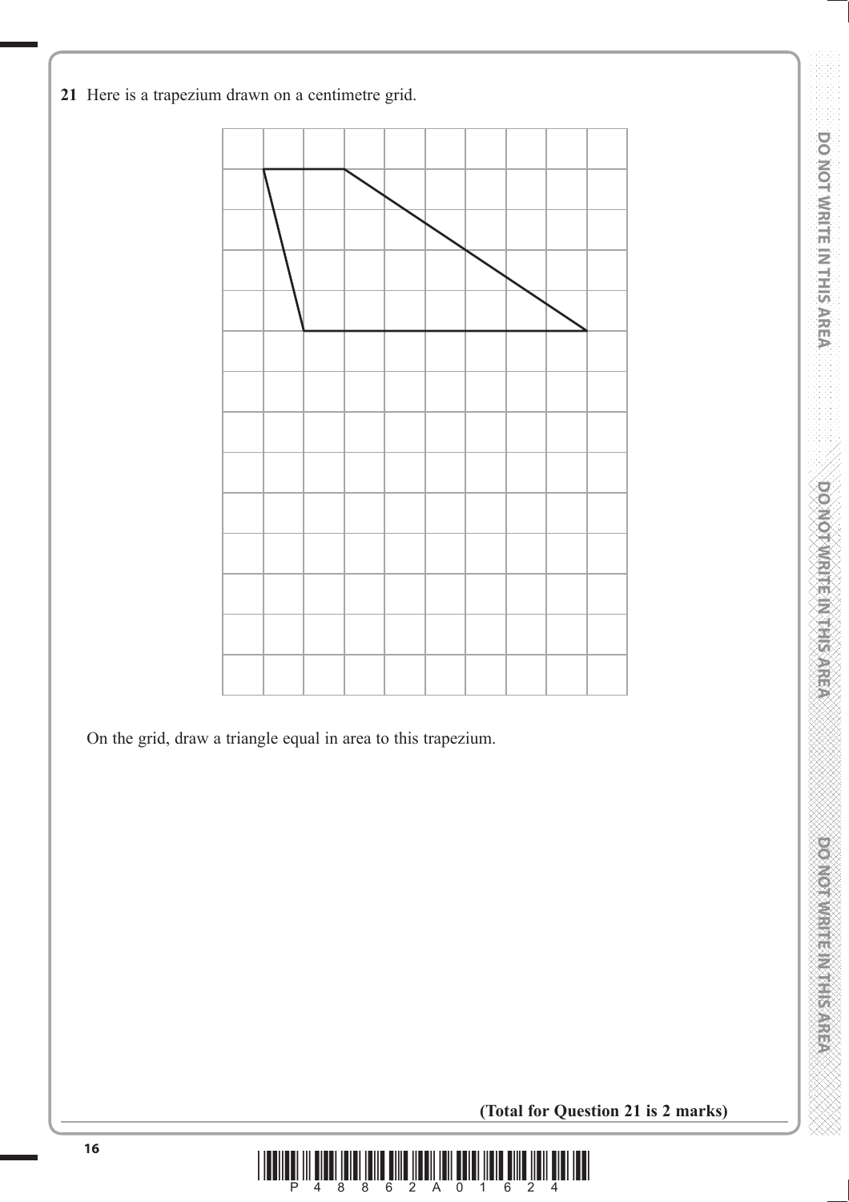**21** Here is a trapezium drawn on a centimetre grid.

On the grid, draw a triangle equal in area to this trapezium.

**(Total for Question 21 is 2 marks)**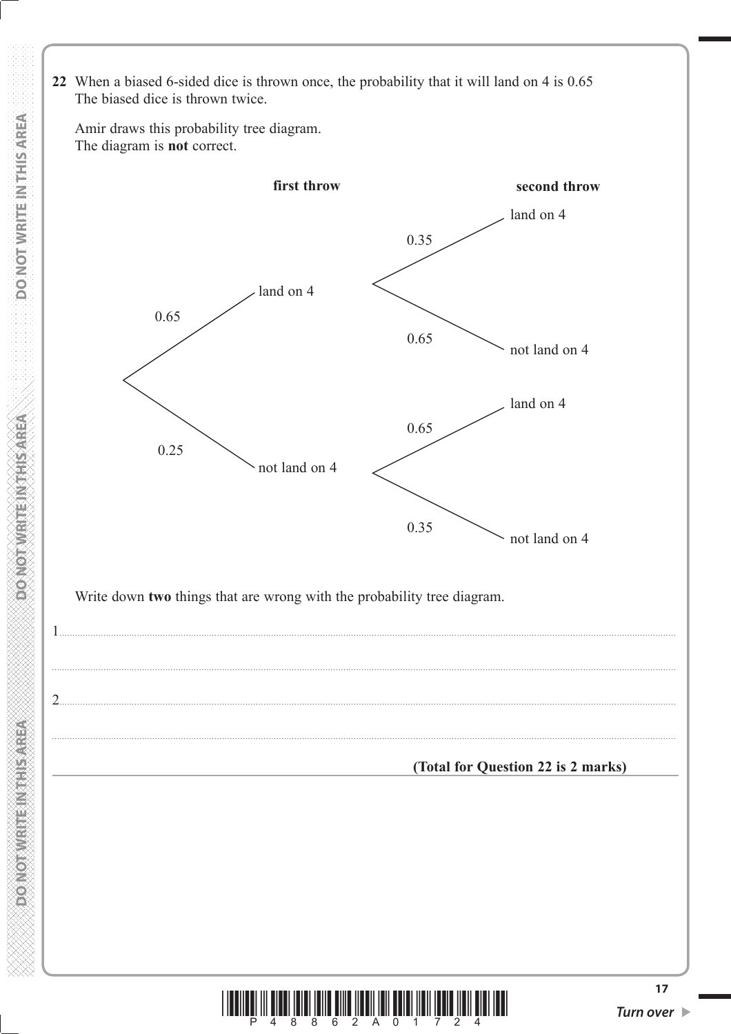**22** When a biased 6-sided dice is thrown once, the probability that it will land on 4 is 0.65
The biased dice is thrown twice.

Amir draws this probability tree diagram.
The diagram is **not** correct.

| **first throw** | | **second throw** |
|---|---|---|
| 0.65 | land on 4 | 0.35 land on 4 |
| | | 0.65 not land on 4 |
| 0.25 | not land on 4 | 0.65 land on 4 |
| | | 0.35 not land on 4 |

Write down **two** things that are wrong with the probability tree diagram.

1. ..........................................................................................................................

..........................................................................................................................

2. ..........................................................................................................................

..........................................................................................................................

**(Total for Question 22 is 2 marks)**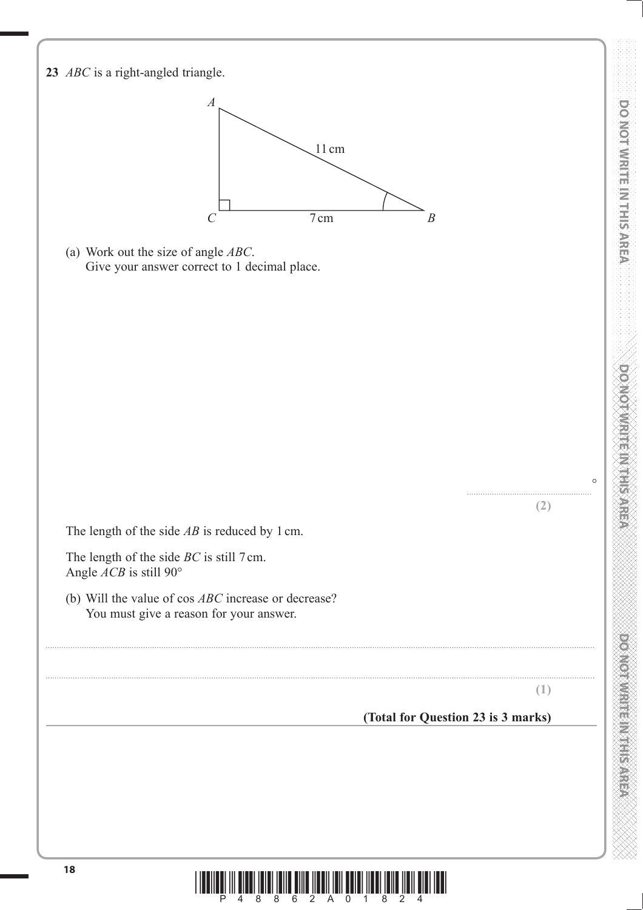**23** *ABC* is a right-angled triangle.

(Diagram: right-angled triangle *ABC* with right angle at *C*, $AB = 11$ cm, $CB = 7$ cm, angle at *B* marked.)

(a) Work out the size of angle *ABC*.
Give your answer correct to 1 decimal place.

..................................................... °

**(2)**

The length of the side *AB* is reduced by 1 cm.

The length of the side *BC* is still 7 cm.
Angle *ACB* is still 90°

(b) Will the value of cos *ABC* increase or decrease?
You must give a reason for your answer.

.......................................................................................................................................................................................................

.......................................................................................................................................................................................................

**(1)**

**(Total for Question 23 is 3 marks)**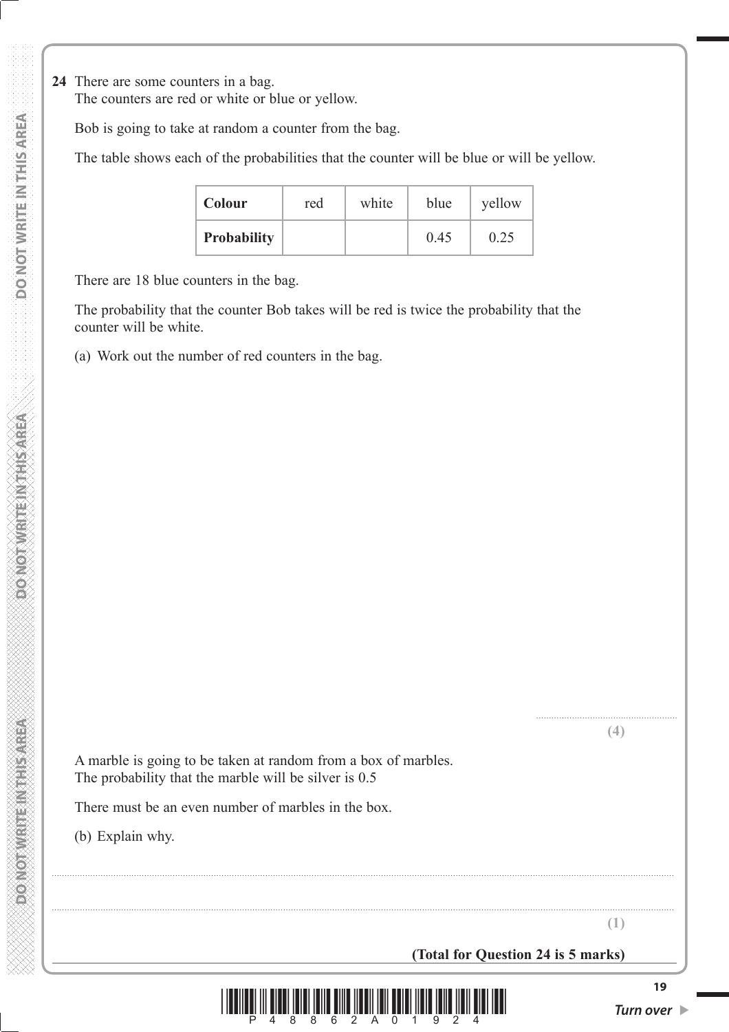**24** There are some counters in a bag.
The counters are red or white or blue or yellow.

Bob is going to take at random a counter from the bag.

The table shows each of the probabilities that the counter will be blue or will be yellow.

| **Colour** | red | white | blue | yellow |
|---|---|---|---|---|
| **Probability** | | | 0.45 | 0.25 |

There are 18 blue counters in the bag.

The probability that the counter Bob takes will be red is twice the probability that the counter will be white.

(a) Work out the number of red counters in the bag.

..........................................................

**(4)**

A marble is going to be taken at random from a box of marbles.
The probability that the marble will be silver is 0.5

There must be an even number of marbles in the box.

(b) Explain why.

..........................................................................................................................................................

..........................................................................................................................................................

**(1)**

**(Total for Question 24 is 5 marks)**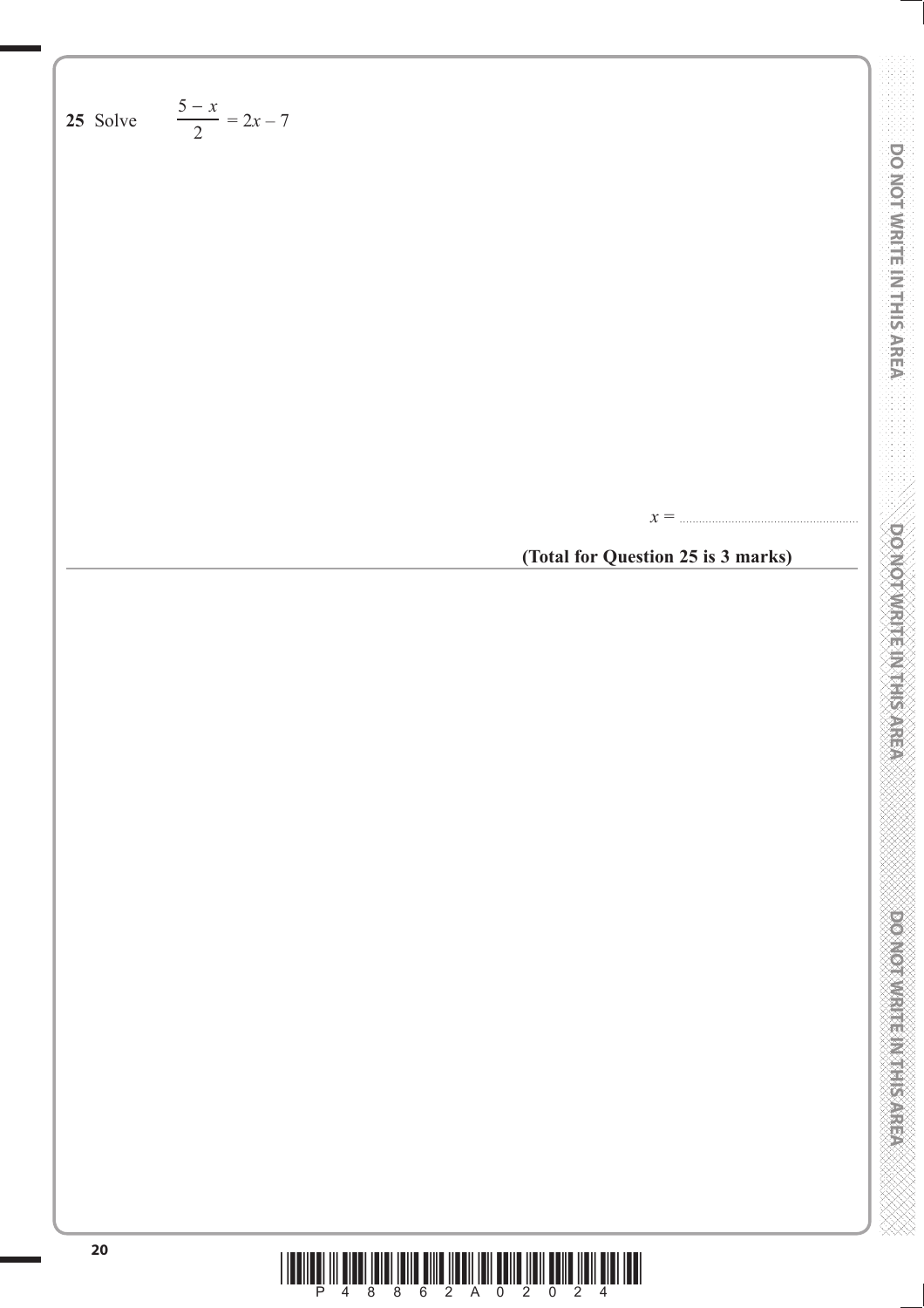**25** Solve $\frac{5 - x}{2} = 2x - 7$

$x =$ ..........................................

**(Total for Question 25 is 3 marks)**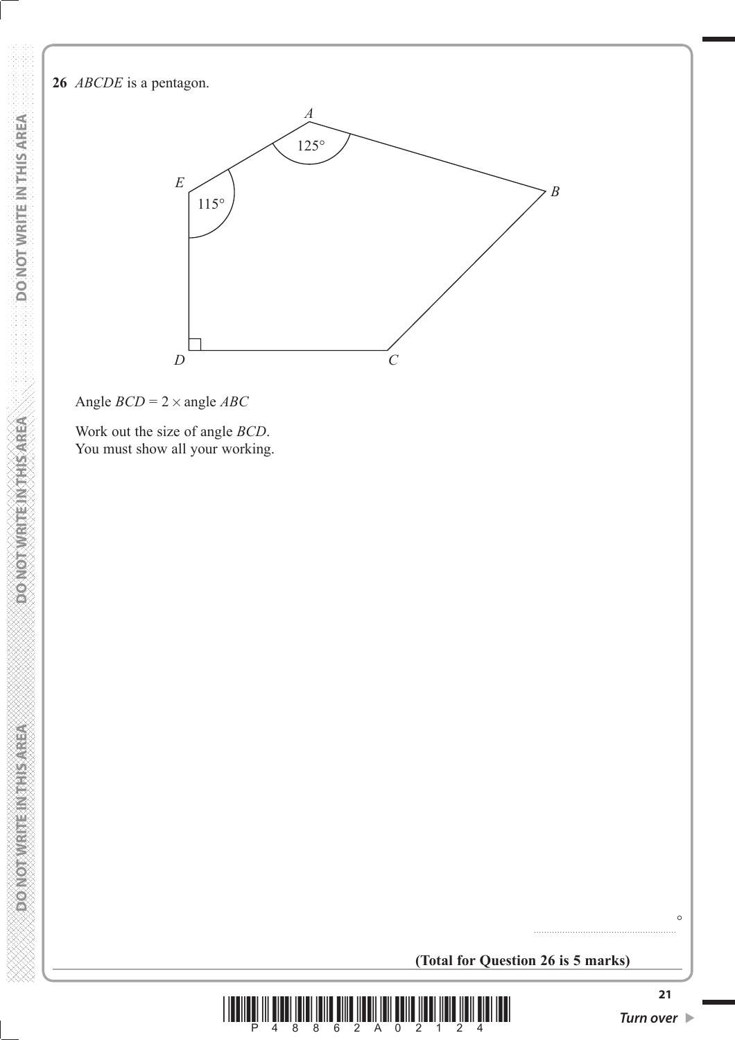**26** *ABCDE* is a pentagon.

Angle $BCD = 2 \times$ angle $ABC$

Work out the size of angle $BCD$.
You must show all your working.

.......................................................°

**(Total for Question 26 is 5 marks)**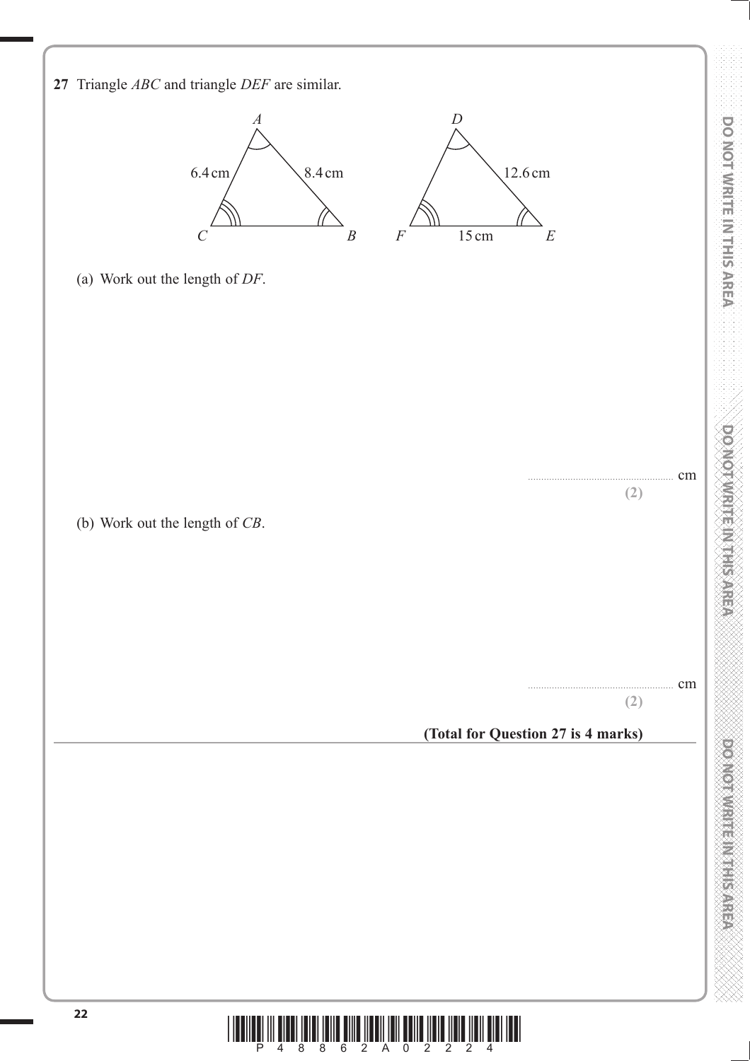**27** Triangle *ABC* and triangle *DEF* are similar.

A: 6.4 cm (AC), 8.4 cm (AB)
D: 12.6 cm (DE), F 15 cm E

(a) Work out the length of *DF*.

.......................................................... cm

**(2)**

(b) Work out the length of *CB*.

.......................................................... cm

**(2)**

**(Total for Question 27 is 4 marks)**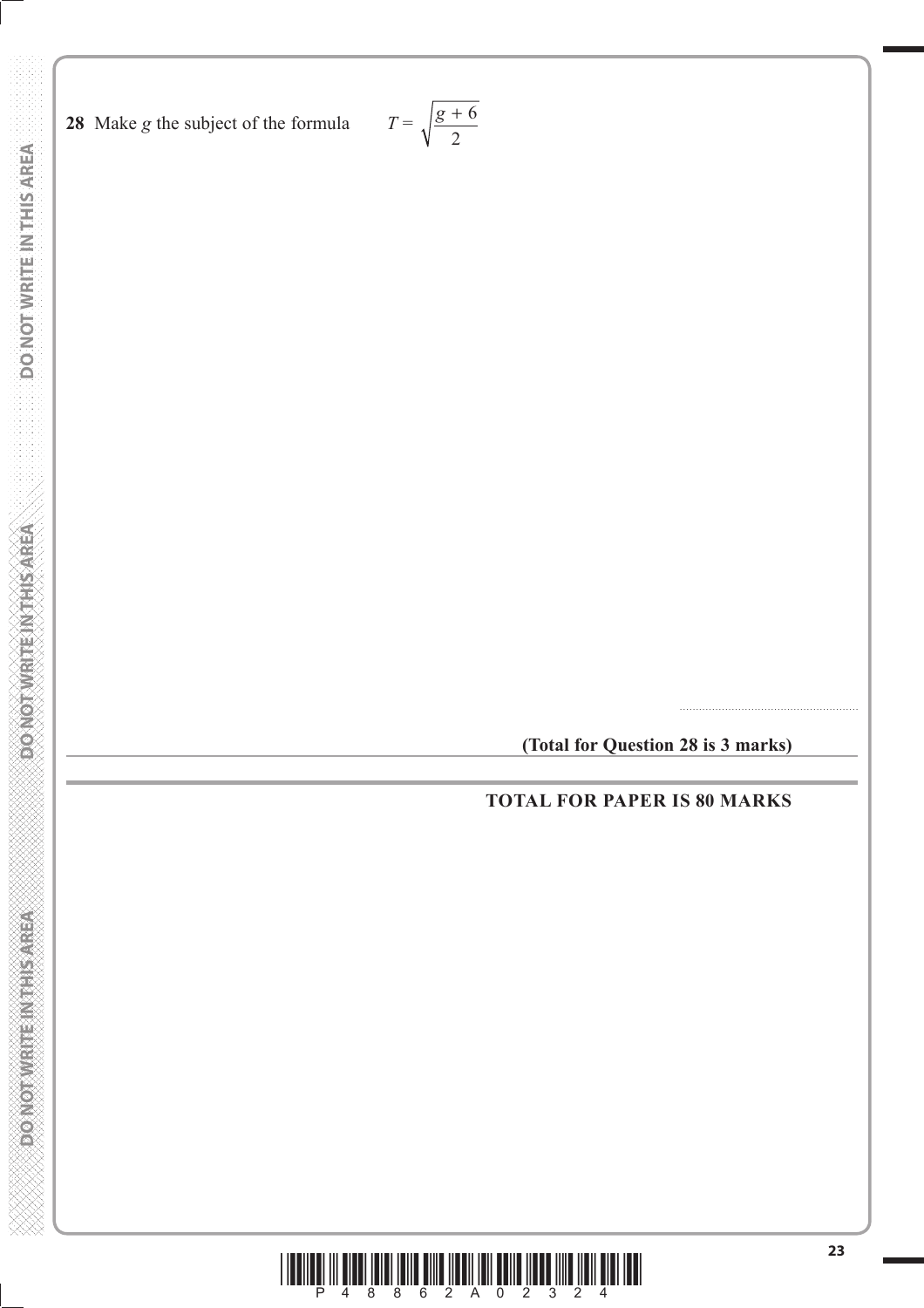**28** Make $g$ the subject of the formula $T = \sqrt{\dfrac{g + 6}{2}}$

.......................................................

**(Total for Question 28 is 3 marks)**

**TOTAL FOR PAPER IS 80 MARKS**